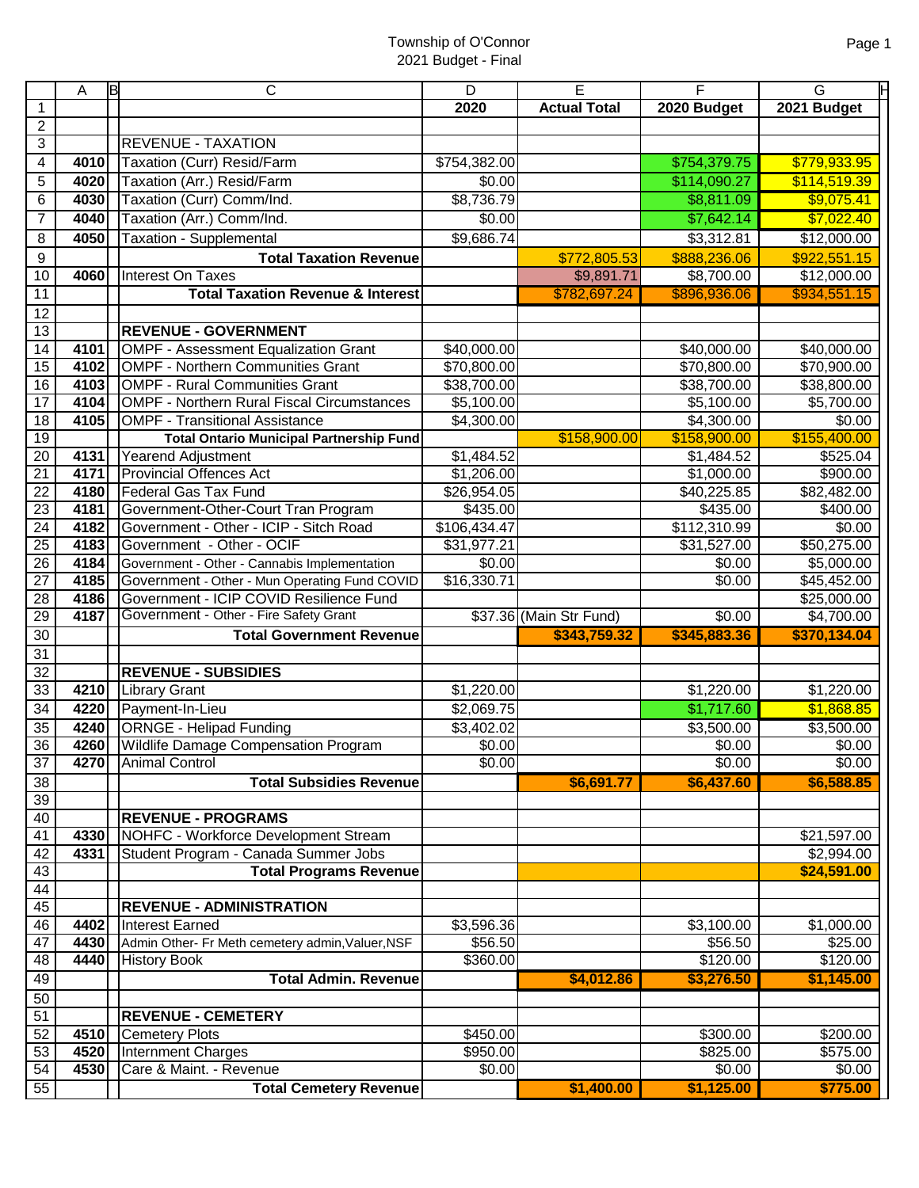Township of O'Connor
2021 Budget - Final

| | A | B | C | D | E | F | G |
|---|---|---|---|---|---|---|---|
| 1 | | | | **2020** | **Actual Total** | **2020 Budget** | **2021 Budget** |
| 2 | | | | | | | |
| 3 | | | REVENUE - TAXATION | | | | |
| 4 | **4010** | | Taxation (Curr) Resid/Farm | $754,382.00 | | $754,379.75 | $779,933.95 |
| 5 | **4020** | | Taxation (Arr.) Resid/Farm | $0.00 | | $114,090.27 | $114,519.39 |
| 6 | **4030** | | Taxation (Curr) Comm/Ind. | $8,736.79 | | $8,811.09 | $9,075.41 |
| 7 | **4040** | | Taxation (Arr.) Comm/Ind. | $0.00 | | $7,642.14 | $7,022.40 |
| 8 | **4050** | | Taxation - Supplemental | $9,686.74 | | $3,312.81 | $12,000.00 |
| 9 | | | **Total Taxation Revenue** | | $772,805.53 | $888,236.06 | $922,551.15 |
| 10 | **4060** | | Interest On Taxes | | $9,891.71 | $8,700.00 | $12,000.00 |
| 11 | | | **Total Taxation Revenue & Interest** | | $782,697.24 | $896,936.06 | $934,551.15 |
| 12 | | | | | | | |
| 13 | | | **REVENUE - GOVERNMENT** | | | | |
| 14 | **4101** | | OMPF - Assessment Equalization Grant | $40,000.00 | | $40,000.00 | $40,000.00 |
| 15 | **4102** | | OMPF - Northern Communities Grant | $70,800.00 | | $70,800.00 | $70,900.00 |
| 16 | **4103** | | OMPF - Rural Communities Grant | $38,700.00 | | $38,700.00 | $38,800.00 |
| 17 | **4104** | | OMPF - Northern Rural Fiscal Circumstances | $5,100.00 | | $5,100.00 | $5,700.00 |
| 18 | **4105** | | OMPF - Transitional Assistance | $4,300.00 | | $4,300.00 | $0.00 |
| 19 | | | **Total Ontario Municipal Partnership Fund** | | $158,900.00 | $158,900.00 | $155,400.00 |
| 20 | **4131** | | Yearend Adjustment | $1,484.52 | | $1,484.52 | $525.04 |
| 21 | **4171** | | Provincial Offences Act | $1,206.00 | | $1,000.00 | $900.00 |
| 22 | **4180** | | Federal Gas Tax Fund | $26,954.05 | | $40,225.85 | $82,482.00 |
| 23 | **4181** | | Government-Other-Court Tran Program | $435.00 | | $435.00 | $400.00 |
| 24 | **4182** | | Government - Other - ICIP - Sitch Road | $106,434.47 | | $112,310.99 | $0.00 |
| 25 | **4183** | | Government - Other - OCIF | $31,977.21 | | $31,527.00 | $50,275.00 |
| 26 | **4184** | | Government - Other - Cannabis Implementation | $0.00 | | $0.00 | $5,000.00 |
| 27 | **4185** | | Government - Other - Mun Operating Fund COVID | $16,330.71 | | $0.00 | $45,452.00 |
| 28 | **4186** | | Government - ICIP COVID Resilience Fund | | | | $25,000.00 |
| 29 | **4187** | | Government - Other - Fire Safety Grant | $37.36 | (Main Str Fund) | $0.00 | $4,700.00 |
| 30 | | | **Total Government Revenue** | | **$343,759.32** | **$345,883.36** | **$370,134.04** |
| 31 | | | | | | | |
| 32 | | | **REVENUE - SUBSIDIES** | | | | |
| 33 | **4210** | | Library Grant | $1,220.00 | | $1,220.00 | $1,220.00 |
| 34 | **4220** | | Payment-In-Lieu | $2,069.75 | | $1,717.60 | $1,868.85 |
| 35 | **4240** | | ORNGE - Helipad Funding | $3,402.02 | | $3,500.00 | $3,500.00 |
| 36 | **4260** | | Wildlife Damage Compensation Program | $0.00 | | $0.00 | $0.00 |
| 37 | **4270** | | Animal Control | $0.00 | | $0.00 | $0.00 |
| 38 | | | **Total Subsidies Revenue** | | **$6,691.77** | **$6,437.60** | **$6,588.85** |
| 39 | | | | | | | |
| 40 | | | **REVENUE - PROGRAMS** | | | | |
| 41 | **4330** | | NOHFC - Workforce Development Stream | | | | $21,597.00 |
| 42 | **4331** | | Student Program - Canada Summer Jobs | | | | $2,994.00 |
| 43 | | | **Total Programs Revenue** | | | | **$24,591.00** |
| 44 | | | | | | | |
| 45 | | | **REVENUE - ADMINISTRATION** | | | | |
| 46 | **4402** | | Interest Earned | $3,596.36 | | $3,100.00 | $1,000.00 |
| 47 | **4430** | | Admin Other- Fr Meth cemetery admin,Valuer,NSF | $56.50 | | $56.50 | $25.00 |
| 48 | **4440** | | History Book | $360.00 | | $120.00 | $120.00 |
| 49 | | | **Total Admin. Revenue** | | **$4,012.86** | **$3,276.50** | **$1,145.00** |
| 50 | | | | | | | |
| 51 | | | **REVENUE - CEMETERY** | | | | |
| 52 | **4510** | | Cemetery Plots | $450.00 | | $300.00 | $200.00 |
| 53 | **4520** | | Internment Charges | $950.00 | | $825.00 | $575.00 |
| 54 | **4530** | | Care & Maint. - Revenue | $0.00 | | $0.00 | $0.00 |
| 55 | | | **Total Cemetery Revenue** | | **$1,400.00** | **$1,125.00** | **$775.00** |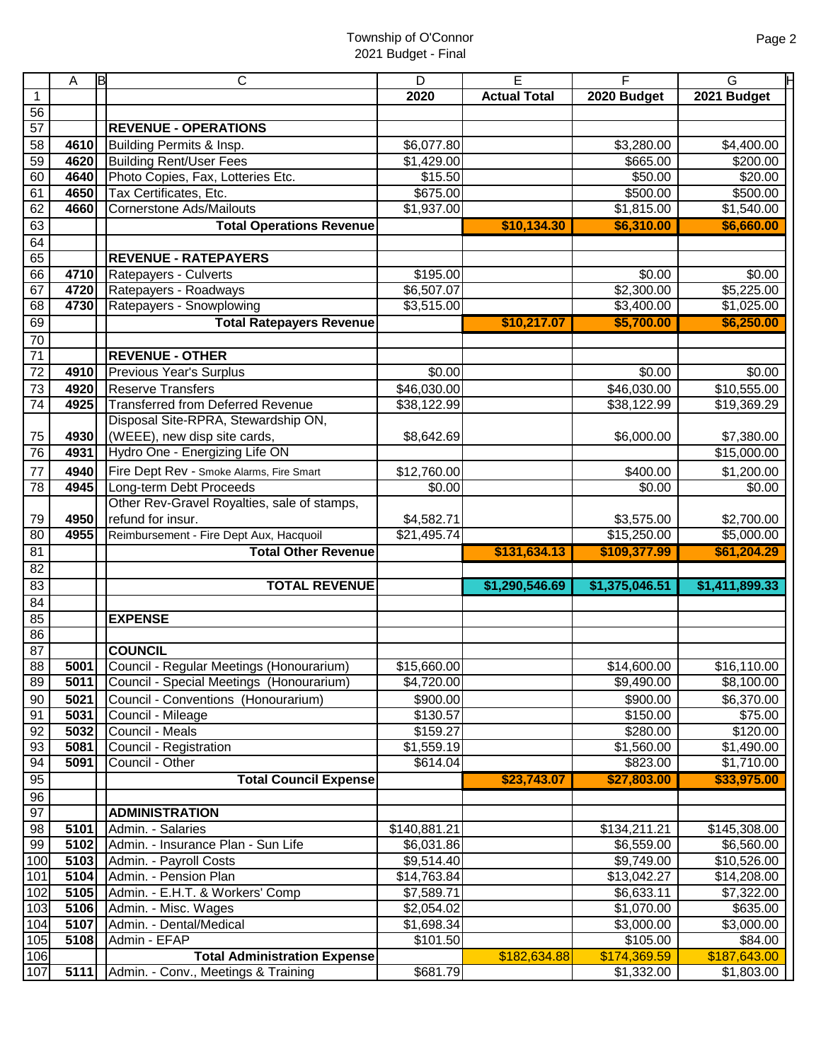Township of O'Connor
2021 Budget - Final

| | A | B | C | D | E | F | G |
|---|---|---|---|---|---|---|---|
| 1 | | | | 2020 | Actual Total | 2020 Budget | 2021 Budget |
| 56 | | | | | | | |
| 57 | | | **REVENUE - OPERATIONS** | | | | |
| 58 | 4610 | | Building Permits & Insp. | $6,077.80 | | $3,280.00 | $4,400.00 |
| 59 | 4620 | | Building Rent/User Fees | $1,429.00 | | $665.00 | $200.00 |
| 60 | 4640 | | Photo Copies, Fax, Lotteries Etc. | $15.50 | | $50.00 | $20.00 |
| 61 | 4650 | | Tax Certificates, Etc. | $675.00 | | $500.00 | $500.00 |
| 62 | 4660 | | Cornerstone Ads/Mailouts | $1,937.00 | | $1,815.00 | $1,540.00 |
| 63 | | | **Total Operations Revenue** | | **$10,134.30** | **$6,310.00** | **$6,660.00** |
| 64 | | | | | | | |
| 65 | | | **REVENUE - RATEPAYERS** | | | | |
| 66 | 4710 | | Ratepayers - Culverts | $195.00 | | $0.00 | $0.00 |
| 67 | 4720 | | Ratepayers - Roadways | $6,507.07 | | $2,300.00 | $5,225.00 |
| 68 | 4730 | | Ratepayers - Snowplowing | $3,515.00 | | $3,400.00 | $1,025.00 |
| 69 | | | **Total Ratepayers Revenue** | | **$10,217.07** | **$5,700.00** | **$6,250.00** |
| 70 | | | | | | | |
| 71 | | | **REVENUE - OTHER** | | | | |
| 72 | 4910 | | Previous Year's Surplus | $0.00 | | $0.00 | $0.00 |
| 73 | 4920 | | Reserve Transfers | $46,030.00 | | $46,030.00 | $10,555.00 |
| 74 | 4925 | | Transferred from Deferred Revenue | $38,122.99 | | $38,122.99 | $19,369.29 |
| 75 | 4930 | | Disposal Site-RPRA, Stewardship ON, (WEEE), new disp site cards, | $8,642.69 | | $6,000.00 | $7,380.00 |
| 76 | 4931 | | Hydro One - Energizing Life ON | | | | $15,000.00 |
| 77 | 4940 | | Fire Dept Rev - Smoke Alarms, Fire Smart | $12,760.00 | | $400.00 | $1,200.00 |
| 78 | 4945 | | Long-term Debt Proceeds | $0.00 | | $0.00 | $0.00 |
| 79 | 4950 | | Other Rev-Gravel Royalties, sale of stamps, refund for insur. | $4,582.71 | | $3,575.00 | $2,700.00 |
| 80 | 4955 | | Reimbursement - Fire Dept Aux, Hacquoil | $21,495.74 | | $15,250.00 | $5,000.00 |
| 81 | | | **Total Other Revenue** | | **$131,634.13** | **$109,377.99** | **$61,204.29** |
| 82 | | | | | | | |
| 83 | | | **TOTAL REVENUE** | | **$1,290,546.69** | **$1,375,046.51** | **$1,411,899.33** |
| 84 | | | | | | | |
| 85 | | | **EXPENSE** | | | | |
| 86 | | | | | | | |
| 87 | | | **COUNCIL** | | | | |
| 88 | 5001 | | Council - Regular Meetings (Honourarium) | $15,660.00 | | $14,600.00 | $16,110.00 |
| 89 | 5011 | | Council - Special Meetings (Honourarium) | $4,720.00 | | $9,490.00 | $8,100.00 |
| 90 | 5021 | | Council - Conventions (Honourarium) | $900.00 | | $900.00 | $6,370.00 |
| 91 | 5031 | | Council - Mileage | $130.57 | | $150.00 | $75.00 |
| 92 | 5032 | | Council - Meals | $159.27 | | $280.00 | $120.00 |
| 93 | 5081 | | Council - Registration | $1,559.19 | | $1,560.00 | $1,490.00 |
| 94 | 5091 | | Council - Other | $614.04 | | $823.00 | $1,710.00 |
| 95 | | | **Total Council Expense** | | **$23,743.07** | **$27,803.00** | **$33,975.00** |
| 96 | | | | | | | |
| 97 | | | **ADMINISTRATION** | | | | |
| 98 | 5101 | | Admin. - Salaries | $140,881.21 | | $134,211.21 | $145,308.00 |
| 99 | 5102 | | Admin. - Insurance Plan - Sun Life | $6,031.86 | | $6,559.00 | $6,560.00 |
| 100 | 5103 | | Admin. - Payroll Costs | $9,514.40 | | $9,749.00 | $10,526.00 |
| 101 | 5104 | | Admin. - Pension Plan | $14,763.84 | | $13,042.27 | $14,208.00 |
| 102 | 5105 | | Admin. - E.H.T. & Workers' Comp | $7,589.71 | | $6,633.11 | $7,322.00 |
| 103 | 5106 | | Admin. - Misc. Wages | $2,054.02 | | $1,070.00 | $635.00 |
| 104 | 5107 | | Admin. - Dental/Medical | $1,698.34 | | $3,000.00 | $3,000.00 |
| 105 | 5108 | | Admin - EFAP | $101.50 | | $105.00 | $84.00 |
| 106 | | | **Total Administration Expense** | | $182,634.88 | $174,369.59 | $187,643.00 |
| 107 | 5111 | | Admin. - Conv., Meetings & Training | $681.79 | | $1,332.00 | $1,803.00 |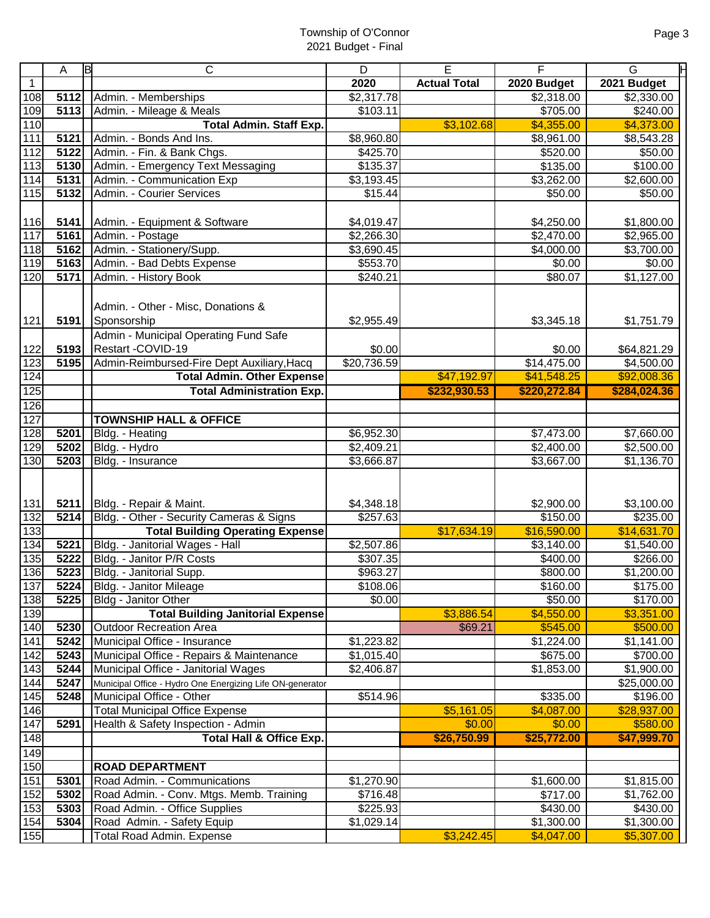Township of O'Connor
2021 Budget - Final

| | A | B | C | D | E | F | G |
|---|---|---|---|---|---|---|---|
| 1 | | | | 2020 | Actual Total | 2020 Budget | 2021 Budget |
| 108 | 5112 | | Admin. - Memberships | $2,317.78 | | $2,318.00 | $2,330.00 |
| 109 | 5113 | | Admin. - Mileage & Meals | $103.11 | | $705.00 | $240.00 |
| 110 | | | **Total Admin. Staff Exp.** | | $3,102.68 | $4,355.00 | $4,373.00 |
| 111 | 5121 | | Admin. - Bonds And Ins. | $8,960.80 | | $8,961.00 | $8,543.28 |
| 112 | 5122 | | Admin. - Fin. & Bank Chgs. | $425.70 | | $520.00 | $50.00 |
| 113 | 5130 | | Admin. - Emergency Text Messaging | $135.37 | | $135.00 | $100.00 |
| 114 | 5131 | | Admin. - Communication Exp | $3,193.45 | | $3,262.00 | $2,600.00 |
| 115 | 5132 | | Admin. - Courier Services | $15.44 | | $50.00 | $50.00 |
| 116 | 5141 | | Admin. - Equipment & Software | $4,019.47 | | $4,250.00 | $1,800.00 |
| 117 | 5161 | | Admin. - Postage | $2,266.30 | | $2,470.00 | $2,965.00 |
| 118 | 5162 | | Admin. - Stationery/Supp. | $3,690.45 | | $4,000.00 | $3,700.00 |
| 119 | 5163 | | Admin. - Bad Debts Expense | $553.70 | | $0.00 | $0.00 |
| 120 | 5171 | | Admin. - History Book | $240.21 | | $80.07 | $1,127.00 |
| 121 | 5191 | | Admin. - Other - Misc, Donations & Sponsorship | $2,955.49 | | $3,345.18 | $1,751.79 |
| 122 | 5193 | | Admin - Municipal Operating Fund Safe Restart -COVID-19 | $0.00 | | $0.00 | $64,821.29 |
| 123 | 5195 | | Admin-Reimbursed-Fire Dept Auxiliary,Hacq | $20,736.59 | | $14,475.00 | $4,500.00 |
| 124 | | | **Total Admin. Other Expense** | | $47,192.97 | $41,548.25 | $92,008.36 |
| 125 | | | **Total Administration Exp.** | | **$232,930.53** | **$220,272.84** | **$284,024.36** |
| 126 | | | | | | | |
| 127 | | | **TOWNSHIP HALL & OFFICE** | | | | |
| 128 | 5201 | | Bldg. - Heating | $6,952.30 | | $7,473.00 | $7,660.00 |
| 129 | 5202 | | Bldg. - Hydro | $2,409.21 | | $2,400.00 | $2,500.00 |
| 130 | 5203 | | Bldg. - Insurance | $3,666.87 | | $3,667.00 | $1,136.70 |
| 131 | 5211 | | Bldg. - Repair & Maint. | $4,348.18 | | $2,900.00 | $3,100.00 |
| 132 | 5214 | | Bldg. - Other - Security Cameras & Signs | $257.63 | | $150.00 | $235.00 |
| 133 | | | **Total Building Operating Expense** | | $17,634.19 | $16,590.00 | $14,631.70 |
| 134 | 5221 | | Bldg. - Janitorial Wages - Hall | $2,507.86 | | $3,140.00 | $1,540.00 |
| 135 | 5222 | | Bldg. - Janitor P/R Costs | $307.35 | | $400.00 | $266.00 |
| 136 | 5223 | | Bldg. - Janitorial Supp. | $963.27 | | $800.00 | $1,200.00 |
| 137 | 5224 | | Bldg. - Janitor Mileage | $108.06 | | $160.00 | $175.00 |
| 138 | 5225 | | Bldg - Janitor Other | $0.00 | | $50.00 | $170.00 |
| 139 | | | **Total Building Janitorial Expense** | | $3,886.54 | $4,550.00 | $3,351.00 |
| 140 | 5230 | | Outdoor Recreation Area | | $69.21 | $545.00 | $500.00 |
| 141 | 5242 | | Municipal Office - Insurance | $1,223.82 | | $1,224.00 | $1,141.00 |
| 142 | 5243 | | Municipal Office - Repairs & Maintenance | $1,015.40 | | $675.00 | $700.00 |
| 143 | 5244 | | Municipal Office - Janitorial Wages | $2,406.87 | | $1,853.00 | $1,900.00 |
| 144 | 5247 | | Municipal Office - Hydro One Energizing Life ON-generator | | | | $25,000.00 |
| 145 | 5248 | | Municipal Office - Other | $514.96 | | $335.00 | $196.00 |
| 146 | | | Total Municipal Office Expense | | $5,161.05 | $4,087.00 | $28,937.00 |
| 147 | 5291 | | Health & Safety Inspection - Admin | | $0.00 | $0.00 | $580.00 |
| 148 | | | **Total Hall & Office Exp.** | | **$26,750.99** | **$25,772.00** | **$47,999.70** |
| 149 | | | | | | | |
| 150 | | | **ROAD DEPARTMENT** | | | | |
| 151 | 5301 | | Road Admin. - Communications | $1,270.90 | | $1,600.00 | $1,815.00 |
| 152 | 5302 | | Road Admin. - Conv. Mtgs. Memb. Training | $716.48 | | $717.00 | $1,762.00 |
| 153 | 5303 | | Road Admin. - Office Supplies | $225.93 | | $430.00 | $430.00 |
| 154 | 5304 | | Road Admin. - Safety Equip | $1,029.14 | | $1,300.00 | $1,300.00 |
| 155 | | | Total Road Admin. Expense | | $3,242.45 | $4,047.00 | $5,307.00 |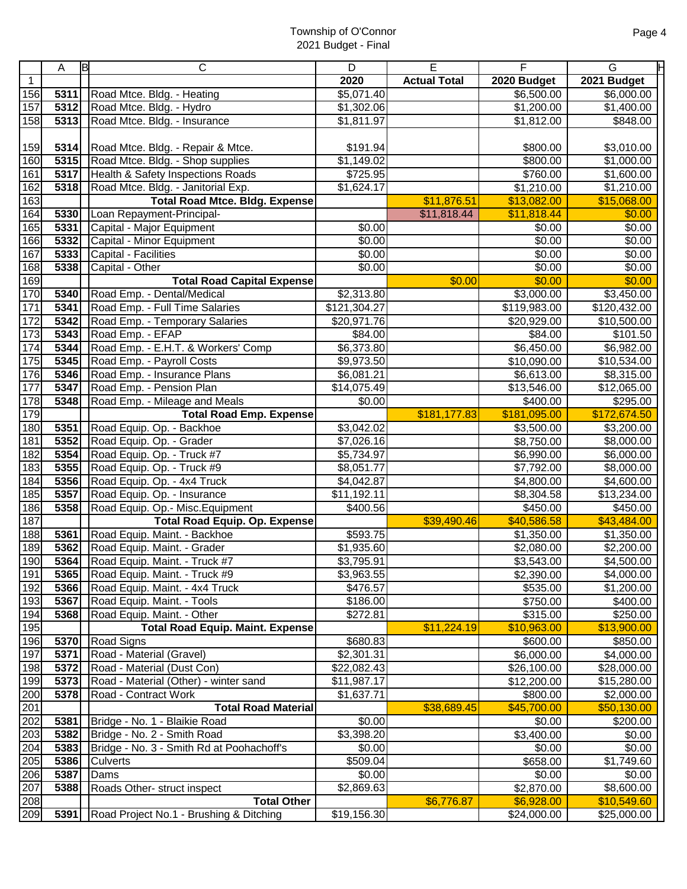Township of O'Connor
2021 Budget - Final

| | A | B | C | D | E | F | G |
|---|---|---|---|---|---|---|---|
| 1 | | | | 2020 | Actual Total | 2020 Budget | 2021 Budget |
| 156 | 5311 | | Road Mtce. Bldg. - Heating | $5,071.40 | | $6,500.00 | $6,000.00 |
| 157 | 5312 | | Road Mtce. Bldg. - Hydro | $1,302.06 | | $1,200.00 | $1,400.00 |
| 158 | 5313 | | Road Mtce. Bldg. - Insurance | $1,811.97 | | $1,812.00 | $848.00 |
| 159 | 5314 | | Road Mtce. Bldg. - Repair & Mtce. | $191.94 | | $800.00 | $3,010.00 |
| 160 | 5315 | | Road Mtce. Bldg. - Shop supplies | $1,149.02 | | $800.00 | $1,000.00 |
| 161 | 5317 | | Health & Safety Inspections Roads | $725.95 | | $760.00 | $1,600.00 |
| 162 | 5318 | | Road Mtce. Bldg. - Janitorial Exp. | $1,624.17 | | $1,210.00 | $1,210.00 |
| 163 | | | **Total Road Mtce. Bldg. Expense** | | $11,876.51 | $13,082.00 | $15,068.00 |
| 164 | 5330 | | Loan Repayment-Principal- | | $11,818.44 | $11,818.44 | $0.00 |
| 165 | 5331 | | Capital - Major Equipment | $0.00 | | $0.00 | $0.00 |
| 166 | 5332 | | Capital - Minor Equipment | $0.00 | | $0.00 | $0.00 |
| 167 | 5333 | | Capital - Facilities | $0.00 | | $0.00 | $0.00 |
| 168 | 5338 | | Capital - Other | $0.00 | | $0.00 | $0.00 |
| 169 | | | **Total Road Capital Expense** | | $0.00 | $0.00 | $0.00 |
| 170 | 5340 | | Road Emp. - Dental/Medical | $2,313.80 | | $3,000.00 | $3,450.00 |
| 171 | 5341 | | Road Emp. - Full Time Salaries | $121,304.27 | | $119,983.00 | $120,432.00 |
| 172 | 5342 | | Road Emp. - Temporary Salaries | $20,971.76 | | $20,929.00 | $10,500.00 |
| 173 | 5343 | | Road Emp. - EFAP | $84.00 | | $84.00 | $101.50 |
| 174 | 5344 | | Road Emp. - E.H.T. & Workers' Comp | $6,373.80 | | $6,450.00 | $6,982.00 |
| 175 | 5345 | | Road Emp. - Payroll Costs | $9,973.50 | | $10,090.00 | $10,534.00 |
| 176 | 5346 | | Road Emp. - Insurance Plans | $6,081.21 | | $6,613.00 | $8,315.00 |
| 177 | 5347 | | Road Emp. - Pension Plan | $14,075.49 | | $13,546.00 | $12,065.00 |
| 178 | 5348 | | Road Emp. - Mileage and Meals | $0.00 | | $400.00 | $295.00 |
| 179 | | | **Total Road Emp. Expense** | | $181,177.83 | $181,095.00 | $172,674.50 |
| 180 | 5351 | | Road Equip. Op. - Backhoe | $3,042.02 | | $3,500.00 | $3,200.00 |
| 181 | 5352 | | Road Equip. Op. - Grader | $7,026.16 | | $8,750.00 | $8,000.00 |
| 182 | 5354 | | Road Equip. Op. - Truck #7 | $5,734.97 | | $6,990.00 | $6,000.00 |
| 183 | 5355 | | Road Equip. Op. - Truck #9 | $8,051.77 | | $7,792.00 | $8,000.00 |
| 184 | 5356 | | Road Equip. Op. - 4x4 Truck | $4,042.87 | | $4,800.00 | $4,600.00 |
| 185 | 5357 | | Road Equip. Op. - Insurance | $11,192.11 | | $8,304.58 | $13,234.00 |
| 186 | 5358 | | Road Equip. Op.- Misc.Equipment | $400.56 | | $450.00 | $450.00 |
| 187 | | | **Total Road Equip. Op. Expense** | | $39,490.46 | $40,586.58 | $43,484.00 |
| 188 | 5361 | | Road Equip. Maint. - Backhoe | $593.75 | | $1,350.00 | $1,350.00 |
| 189 | 5362 | | Road Equip. Maint. - Grader | $1,935.60 | | $2,080.00 | $2,200.00 |
| 190 | 5364 | | Road Equip. Maint. - Truck #7 | $3,795.91 | | $3,543.00 | $4,500.00 |
| 191 | 5365 | | Road Equip. Maint. - Truck #9 | $3,963.55 | | $2,390.00 | $4,000.00 |
| 192 | 5366 | | Road Equip. Maint. - 4x4 Truck | $476.57 | | $535.00 | $1,200.00 |
| 193 | 5367 | | Road Equip. Maint. - Tools | $186.00 | | $750.00 | $400.00 |
| 194 | 5368 | | Road Equip. Maint. - Other | $272.81 | | $315.00 | $250.00 |
| 195 | | | **Total Road Equip. Maint. Expense** | | $11,224.19 | $10,963.00 | $13,900.00 |
| 196 | 5370 | | Road Signs | $680.83 | | $600.00 | $850.00 |
| 197 | 5371 | | Road - Material (Gravel) | $2,301.31 | | $6,000.00 | $4,000.00 |
| 198 | 5372 | | Road - Material (Dust Con) | $22,082.43 | | $26,100.00 | $28,000.00 |
| 199 | 5373 | | Road - Material (Other) - winter sand | $11,987.17 | | $12,200.00 | $15,280.00 |
| 200 | 5378 | | Road - Contract Work | $1,637.71 | | $800.00 | $2,000.00 |
| 201 | | | **Total Road Material** | | $38,689.45 | $45,700.00 | $50,130.00 |
| 202 | 5381 | | Bridge - No. 1 - Blaikie Road | $0.00 | | $0.00 | $200.00 |
| 203 | 5382 | | Bridge - No. 2 - Smith Road | $3,398.20 | | $3,400.00 | $0.00 |
| 204 | 5383 | | Bridge - No. 3 - Smith Rd at Poohachoff's | $0.00 | | $0.00 | $0.00 |
| 205 | 5386 | | Culverts | $509.04 | | $658.00 | $1,749.60 |
| 206 | 5387 | | Dams | $0.00 | | $0.00 | $0.00 |
| 207 | 5388 | | Roads Other- struct inspect | $2,869.63 | | $2,870.00 | $8,600.00 |
| 208 | | | **Total Other** | | $6,776.87 | $6,928.00 | $10,549.60 |
| 209 | 5391 | | Road Project No.1 - Brushing & Ditching | $19,156.30 | | $24,000.00 | $25,000.00 |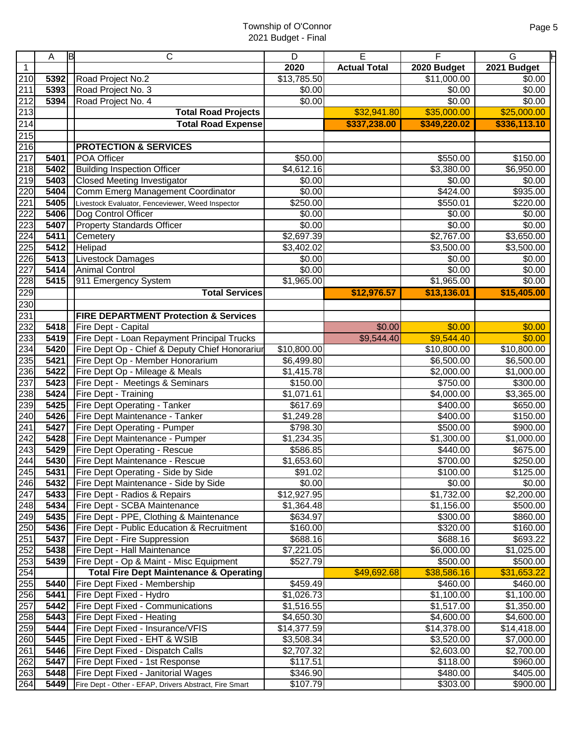Township of O'Connor
2021 Budget - Final

| | A | B | C | D | E | F | G |
|---|---|---|---|---|---|---|---|
| 1 | | | | 2020 | Actual Total | 2020 Budget | 2021 Budget |
| 210 | 5392 | | Road Project No.2 | $13,785.50 | | $11,000.00 | $0.00 |
| 211 | 5393 | | Road Project No. 3 | $0.00 | | $0.00 | $0.00 |
| 212 | 5394 | | Road Project No. 4 | $0.00 | | $0.00 | $0.00 |
| 213 | | | **Total Road Projects** | | $32,941.80 | $35,000.00 | $25,000.00 |
| 214 | | | **Total Road Expense** | | **$337,238.00** | **$349,220.02** | **$336,113.10** |
| 215 | | | | | | | |
| 216 | | | **PROTECTION & SERVICES** | | | | |
| 217 | 5401 | | POA Officer | $50.00 | | $550.00 | $150.00 |
| 218 | 5402 | | Building Inspection Officer | $4,612.16 | | $3,380.00 | $6,950.00 |
| 219 | 5403 | | Closed Meeting Investigator | $0.00 | | $0.00 | $0.00 |
| 220 | 5404 | | Comm Emerg Management Coordinator | $0.00 | | $424.00 | $935.00 |
| 221 | 5405 | | Livestock Evaluator, Fenceviewer, Weed Inspector | $250.00 | | $550.01 | $220.00 |
| 222 | 5406 | | Dog Control Officer | $0.00 | | $0.00 | $0.00 |
| 223 | 5407 | | Property Standards Officer | $0.00 | | $0.00 | $0.00 |
| 224 | 5411 | | Cemetery | $2,697.39 | | $2,767.00 | $3,650.00 |
| 225 | 5412 | | Helipad | $3,402.02 | | $3,500.00 | $3,500.00 |
| 226 | 5413 | | Livestock Damages | $0.00 | | $0.00 | $0.00 |
| 227 | 5414 | | Animal Control | $0.00 | | $0.00 | $0.00 |
| 228 | 5415 | | 911 Emergency System | $1,965.00 | | $1,965.00 | $0.00 |
| 229 | | | **Total Services** | | **$12,976.57** | **$13,136.01** | **$15,405.00** |
| 230 | | | | | | | |
| 231 | | | **FIRE DEPARTMENT Protection & Services** | | | | |
| 232 | 5418 | | Fire Dept - Capital | | $0.00 | $0.00 | $0.00 |
| 233 | 5419 | | Fire Dept - Loan Repayment Principal Trucks | | $9,544.40 | $9,544.40 | $0.00 |
| 234 | 5420 | | Fire Dept Op - Chief & Deputy Chief Honorariur | $10,800.00 | | $10,800.00 | $10,800.00 |
| 235 | 5421 | | Fire Dept Op - Member Honorarium | $6,499.80 | | $6,500.00 | $6,500.00 |
| 236 | 5422 | | Fire Dept Op - Mileage & Meals | $1,415.78 | | $2,000.00 | $1,000.00 |
| 237 | 5423 | | Fire Dept - Meetings & Seminars | $150.00 | | $750.00 | $300.00 |
| 238 | 5424 | | Fire Dept - Training | $1,071.61 | | $4,000.00 | $3,365.00 |
| 239 | 5425 | | Fire Dept Operating - Tanker | $617.69 | | $400.00 | $650.00 |
| 240 | 5426 | | Fire Dept Maintenance - Tanker | $1,249.28 | | $400.00 | $150.00 |
| 241 | 5427 | | Fire Dept Operating - Pumper | $798.30 | | $500.00 | $900.00 |
| 242 | 5428 | | Fire Dept Maintenance - Pumper | $1,234.35 | | $1,300.00 | $1,000.00 |
| 243 | 5429 | | Fire Dept Operating - Rescue | $586.85 | | $440.00 | $675.00 |
| 244 | 5430 | | Fire Dept Maintenance - Rescue | $1,653.60 | | $700.00 | $250.00 |
| 245 | 5431 | | Fire Dept Operating - Side by Side | $91.02 | | $100.00 | $125.00 |
| 246 | 5432 | | Fire Dept Maintenance - Side by Side | $0.00 | | $0.00 | $0.00 |
| 247 | 5433 | | Fire Dept - Radios & Repairs | $12,927.95 | | $1,732.00 | $2,200.00 |
| 248 | 5434 | | Fire Dept - SCBA Maintenance | $1,364.48 | | $1,156.00 | $500.00 |
| 249 | 5435 | | Fire Dept - PPE, Clothing & Maintenance | $634.97 | | $300.00 | $860.00 |
| 250 | 5436 | | Fire Dept - Public Education & Recruitment | $160.00 | | $320.00 | $160.00 |
| 251 | 5437 | | Fire Dept - Fire Suppression | $688.16 | | $688.16 | $693.22 |
| 252 | 5438 | | Fire Dept - Hall Maintenance | $7,221.05 | | $6,000.00 | $1,025.00 |
| 253 | 5439 | | Fire Dept - Op & Maint - Misc Equipment | $527.79 | | $500.00 | $500.00 |
| 254 | | | **Total Fire Dept Maintenance & Operating** | | $49,692.68 | $38,586.16 | $31,653.22 |
| 255 | 5440 | | Fire Dept Fixed - Membership | $459.49 | | $460.00 | $460.00 |
| 256 | 5441 | | Fire Dept Fixed - Hydro | $1,026.73 | | $1,100.00 | $1,100.00 |
| 257 | 5442 | | Fire Dept Fixed - Communications | $1,516.55 | | $1,517.00 | $1,350.00 |
| 258 | 5443 | | Fire Dept Fixed - Heating | $4,650.30 | | $4,600.00 | $4,600.00 |
| 259 | 5444 | | Fire Dept Fixed - Insurance/VFIS | $14,377.59 | | $14,378.00 | $14,418.00 |
| 260 | 5445 | | Fire Dept Fixed - EHT & WSIB | $3,508.34 | | $3,520.00 | $7,000.00 |
| 261 | 5446 | | Fire Dept Fixed - Dispatch Calls | $2,707.32 | | $2,603.00 | $2,700.00 |
| 262 | 5447 | | Fire Dept Fixed - 1st Response | $117.51 | | $118.00 | $960.00 |
| 263 | 5448 | | Fire Dept Fixed - Janitorial Wages | $346.90 | | $480.00 | $405.00 |
| 264 | 5449 | | Fire Dept - Other - EFAP, Drivers Abstract, Fire Smart | $107.79 | | $303.00 | $900.00 |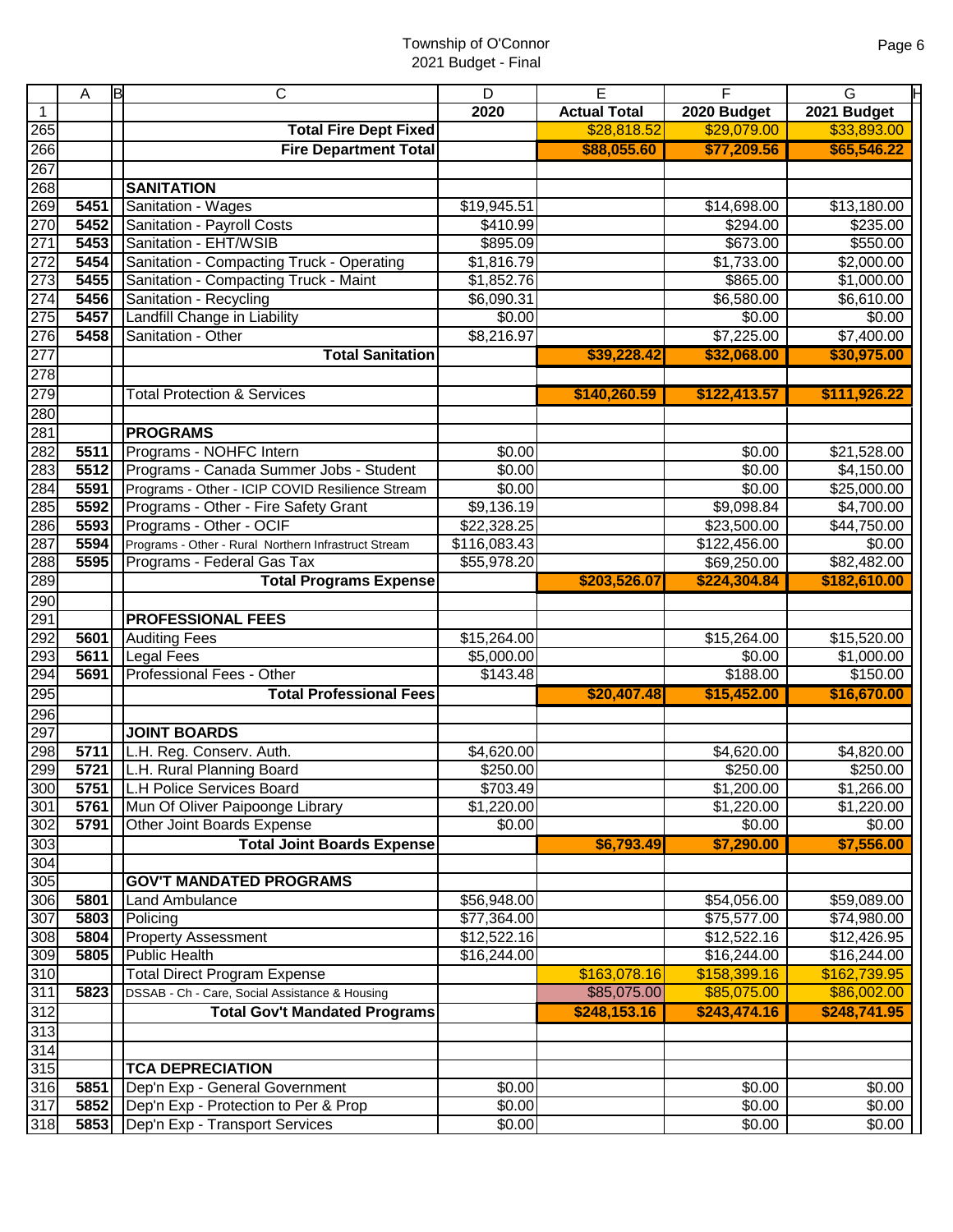Township of O'Connor
2021 Budget - Final

| | A | B | C | D | E | F | G |
|---|---|---|---|---|---|---|---|
| 1 | | | | 2020 | Actual Total | 2020 Budget | 2021 Budget |
| 265 | | | **Total Fire Dept Fixed** | | $28,818.52 | $29,079.00 | $33,893.00 |
| 266 | | | **Fire Department Total** | | **$88,055.60** | **$77,209.56** | **$65,546.22** |
| 267 | | | | | | | |
| 268 | | | **SANITATION** | | | | |
| 269 | **5451** | | Sanitation - Wages | $19,945.51 | | $14,698.00 | $13,180.00 |
| 270 | **5452** | | Sanitation - Payroll Costs | $410.99 | | $294.00 | $235.00 |
| 271 | **5453** | | Sanitation - EHT/WSIB | $895.09 | | $673.00 | $550.00 |
| 272 | **5454** | | Sanitation - Compacting Truck - Operating | $1,816.79 | | $1,733.00 | $2,000.00 |
| 273 | **5455** | | Sanitation - Compacting Truck - Maint | $1,852.76 | | $865.00 | $1,000.00 |
| 274 | **5456** | | Sanitation - Recycling | $6,090.31 | | $6,580.00 | $6,610.00 |
| 275 | **5457** | | Landfill Change in Liability | $0.00 | | $0.00 | $0.00 |
| 276 | **5458** | | Sanitation - Other | $8,216.97 | | $7,225.00 | $7,400.00 |
| 277 | | | **Total Sanitation** | | **$39,228.42** | **$32,068.00** | **$30,975.00** |
| 278 | | | | | | | |
| 279 | | | Total Protection & Services | | **$140,260.59** | **$122,413.57** | **$111,926.22** |
| 280 | | | | | | | |
| 281 | | | **PROGRAMS** | | | | |
| 282 | **5511** | | Programs - NOHFC Intern | $0.00 | | $0.00 | $21,528.00 |
| 283 | **5512** | | Programs - Canada Summer Jobs - Student | $0.00 | | $0.00 | $4,150.00 |
| 284 | **5591** | | Programs - Other - ICIP COVID Resilience Stream | $0.00 | | $0.00 | $25,000.00 |
| 285 | **5592** | | Programs - Other - Fire Safety Grant | $9,136.19 | | $9,098.84 | $4,700.00 |
| 286 | **5593** | | Programs - Other - OCIF | $22,328.25 | | $23,500.00 | $44,750.00 |
| 287 | **5594** | | Programs - Other - Rural Northern Infrastruct Stream | $116,083.43 | | $122,456.00 | $0.00 |
| 288 | **5595** | | Programs - Federal Gas Tax | $55,978.20 | | $69,250.00 | $82,482.00 |
| 289 | | | **Total Programs Expense** | | **$203,526.07** | **$224,304.84** | **$182,610.00** |
| 290 | | | | | | | |
| 291 | | | **PROFESSIONAL FEES** | | | | |
| 292 | **5601** | | Auditing Fees | $15,264.00 | | $15,264.00 | $15,520.00 |
| 293 | **5611** | | Legal Fees | $5,000.00 | | $0.00 | $1,000.00 |
| 294 | **5691** | | Professional Fees - Other | $143.48 | | $188.00 | $150.00 |
| 295 | | | **Total Professional Fees** | | **$20,407.48** | **$15,452.00** | **$16,670.00** |
| 296 | | | | | | | |
| 297 | | | **JOINT BOARDS** | | | | |
| 298 | **5711** | | L.H. Reg. Conserv. Auth. | $4,620.00 | | $4,620.00 | $4,820.00 |
| 299 | **5721** | | L.H. Rural Planning Board | $250.00 | | $250.00 | $250.00 |
| 300 | **5751** | | L.H Police Services Board | $703.49 | | $1,200.00 | $1,266.00 |
| 301 | **5761** | | Mun Of Oliver Paipoonge Library | $1,220.00 | | $1,220.00 | $1,220.00 |
| 302 | **5791** | | Other Joint Boards Expense | $0.00 | | $0.00 | $0.00 |
| 303 | | | **Total Joint Boards Expense** | | **$6,793.49** | **$7,290.00** | **$7,556.00** |
| 304 | | | | | | | |
| 305 | | | **GOV'T MANDATED PROGRAMS** | | | | |
| 306 | **5801** | | Land Ambulance | $56,948.00 | | $54,056.00 | $59,089.00 |
| 307 | **5803** | | Policing | $77,364.00 | | $75,577.00 | $74,980.00 |
| 308 | **5804** | | Property Assessment | $12,522.16 | | $12,522.16 | $12,426.95 |
| 309 | **5805** | | Public Health | $16,244.00 | | $16,244.00 | $16,244.00 |
| 310 | | | Total Direct Program Expense | | $163,078.16 | $158,399.16 | $162,739.95 |
| 311 | **5823** | | DSSAB - Ch - Care, Social Assistance & Housing | | $85,075.00 | $85,075.00 | $86,002.00 |
| 312 | | | **Total Gov't Mandated Programs** | | **$248,153.16** | **$243,474.16** | **$248,741.95** |
| 313 | | | | | | | |
| 314 | | | | | | | |
| 315 | | | **TCA DEPRECIATION** | | | | |
| 316 | **5851** | | Dep'n Exp - General Government | $0.00 | | $0.00 | $0.00 |
| 317 | **5852** | | Dep'n Exp - Protection to Per & Prop | $0.00 | | $0.00 | $0.00 |
| 318 | **5853** | | Dep'n Exp - Transport Services | $0.00 | | $0.00 | $0.00 |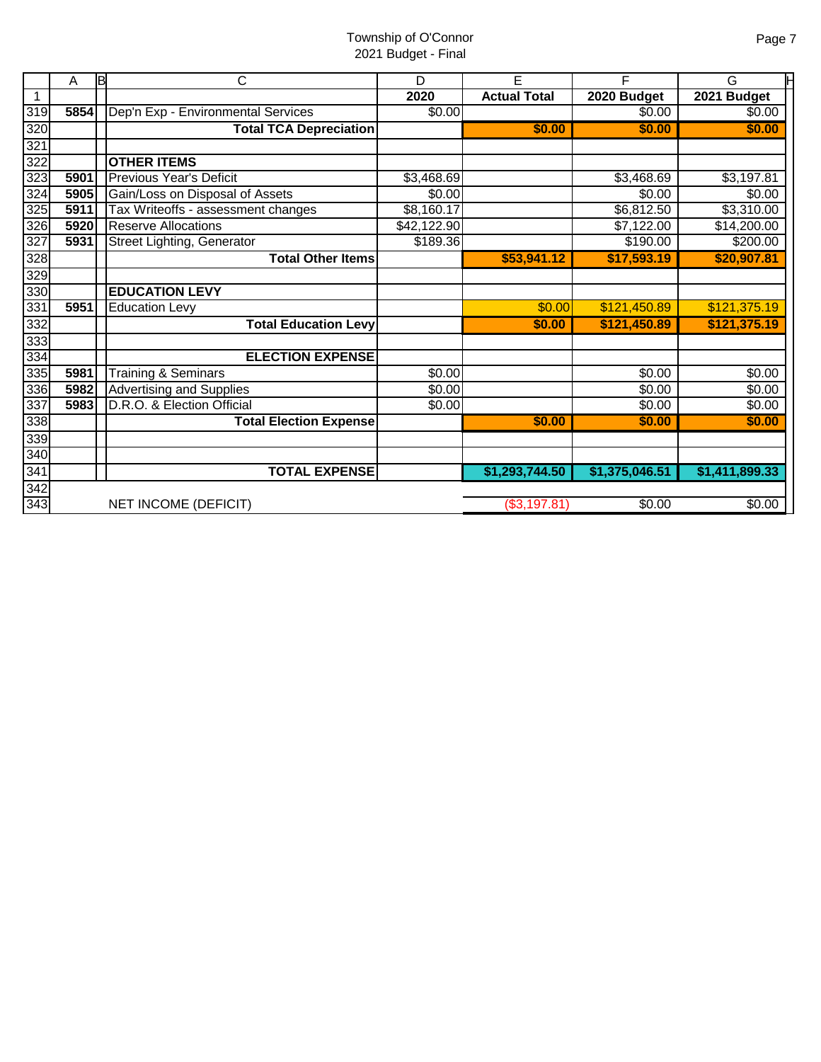| | A | B | C | D | E | F | G | H |
|---|---|---|---|---|---|---|---|---|
| 1 | | | | 2020 | Actual Total | 2020 Budget | 2021 Budget | |
| 319 | 5854 | | Dep'n Exp - Environmental Services | $0.00 | | $0.00 | $0.00 | |
| 320 | | | **Total TCA Depreciation** | | **$0.00** | **$0.00** | **$0.00** | |
| 321 | | | | | | | | |
| 322 | | | **OTHER ITEMS** | | | | | |
| 323 | 5901 | | Previous Year's Deficit | $3,468.69 | | $3,468.69 | $3,197.81 | |
| 324 | 5905 | | Gain/Loss on Disposal of Assets | $0.00 | | $0.00 | $0.00 | |
| 325 | 5911 | | Tax Writeoffs - assessment changes | $8,160.17 | | $6,812.50 | $3,310.00 | |
| 326 | 5920 | | Reserve Allocations | $42,122.90 | | $7,122.00 | $14,200.00 | |
| 327 | 5931 | | Street Lighting, Generator | $189.36 | | $190.00 | $200.00 | |
| 328 | | | **Total Other Items** | | **$53,941.12** | **$17,593.19** | **$20,907.81** | |
| 329 | | | | | | | | |
| 330 | | | **EDUCATION LEVY** | | | | | |
| 331 | 5951 | | Education Levy | | $0.00 | $121,450.89 | $121,375.19 | |
| 332 | | | **Total Education Levy** | | **$0.00** | **$121,450.89** | **$121,375.19** | |
| 333 | | | | | | | | |
| 334 | | | **ELECTION EXPENSE** | | | | | |
| 335 | 5981 | | Training & Seminars | $0.00 | | $0.00 | $0.00 | |
| 336 | 5982 | | Advertising and Supplies | $0.00 | | $0.00 | $0.00 | |
| 337 | 5983 | | D.R.O. & Election Official | $0.00 | | $0.00 | $0.00 | |
| 338 | | | **Total Election Expense** | | **$0.00** | **$0.00** | **$0.00** | |
| 339 | | | | | | | | |
| 340 | | | | | | | | |
| 341 | | | **TOTAL EXPENSE** | | **$1,293,744.50** | **$1,375,046.51** | **$1,411,899.33** | |
| 342 | | | | | | | | |
| 343 | | | NET INCOME (DEFICIT) | | ($3,197.81) | $0.00 | $0.00 | |